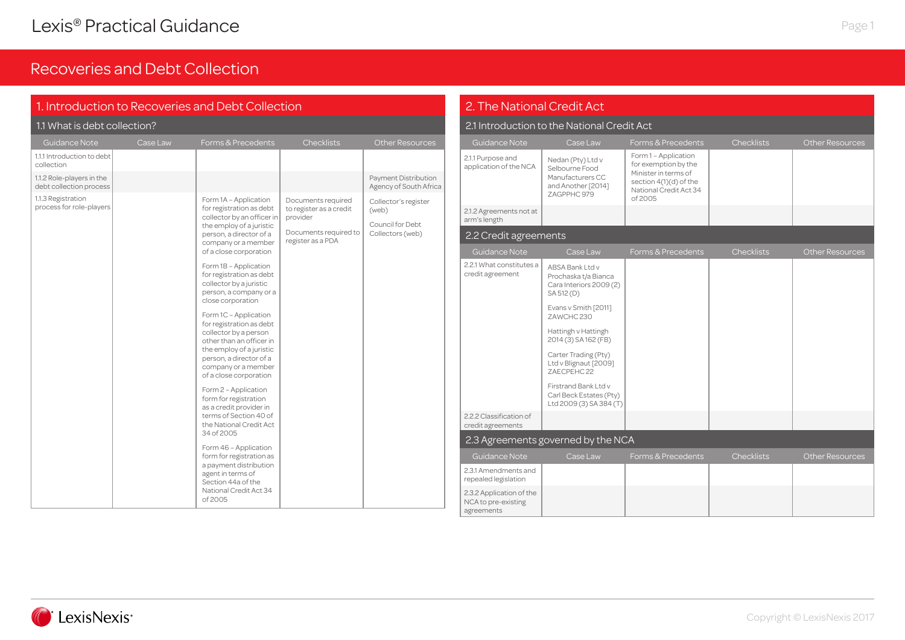# Lexis® Practical Guidance

## Recoveries and Debt Collection

## 1. Introduction to Recoveries and Debt Collection

### 1.1 What is debt collection?

| Guidance Note | Case Law | Forms & Precedents | Checklists | Other Resources |
|---|---|---|---|---|
| 1.1.1 Introduction to debt collection | | | | |
| 1.1.2 Role-players in the debt collection process | | | | Payment Distribution Agency of South Africa |
| 1.1.3 Registration process for role-players | | Form 1A – Application for registration as debt collector by an officer in the employ of a juristic person, a director of a company or a member of a close corporation<br><br>Form 1B – Application for registration as debt collector by a juristic person, a company or a close corporation<br><br>Form 1C – Application for registration as debt collector by a person other than an officer in the employ of a juristic person, a director of a company or a member of a close corporation<br><br>Form 2 – Application form for registration as a credit provider in terms of Section 40 of the National Credit Act 34 of 2005<br><br>Form 46 – Application form for registration as a payment distribution agent in terms of Section 44a of the National Credit Act 34 of 2005 | Documents required to register as a credit provider<br><br>Documents required to register as a PDA | Collector's register (web)<br><br>Council for Debt Collectors (web) |

## 2. The National Credit Act

### 2.1 Introduction to the National Credit Act

| Guidance Note | Case Law | Forms & Precedents | Checklists | Other Resources |
|---|---|---|---|---|
| 2.1.1 Purpose and application of the NCA | Nedan (Pty) Ltd v Selbourne Food Manufacturers CC and Another [2014] ZAGPPHC 979 | Form 1 – Application for exemption by the Minister in terms of section 4(1)(d) of the National Credit Act 34 of 2005 | | |
| 2.1.2 Agreements not at arm's length | | | | |

### 2.2 Credit agreements

| Guidance Note | Case Law | Forms & Precedents | Checklists | Other Resources |
|---|---|---|---|---|
| 2.2.1 What constitutes a credit agreement | ABSA Bank Ltd v Prochaska t/a Bianca Cara Interiors 2009 (2) SA 512 (D)<br><br>Evans v Smith [2011] ZAWCHC 230<br><br>Hattingh v Hattingh 2014 (3) SA 162 (FB)<br><br>Carter Trading (Pty) Ltd v Blignaut [2009] ZAECPEHC 22<br><br>Firstrand Bank Ltd v Carl Beck Estates (Pty) Ltd 2009 (3) SA 384 (T) | | | |
| 2.2.2 Classification of credit agreements | | | | |

### 2.3 Agreements governed by the NCA

| Guidance Note | Case Law | Forms & Precedents | Checklists | Other Resources |
|---|---|---|---|---|
| 2.3.1 Amendments and repealed legislation | | | | |
| 2.3.2 Application of the NCA to pre-existing agreements | | | | |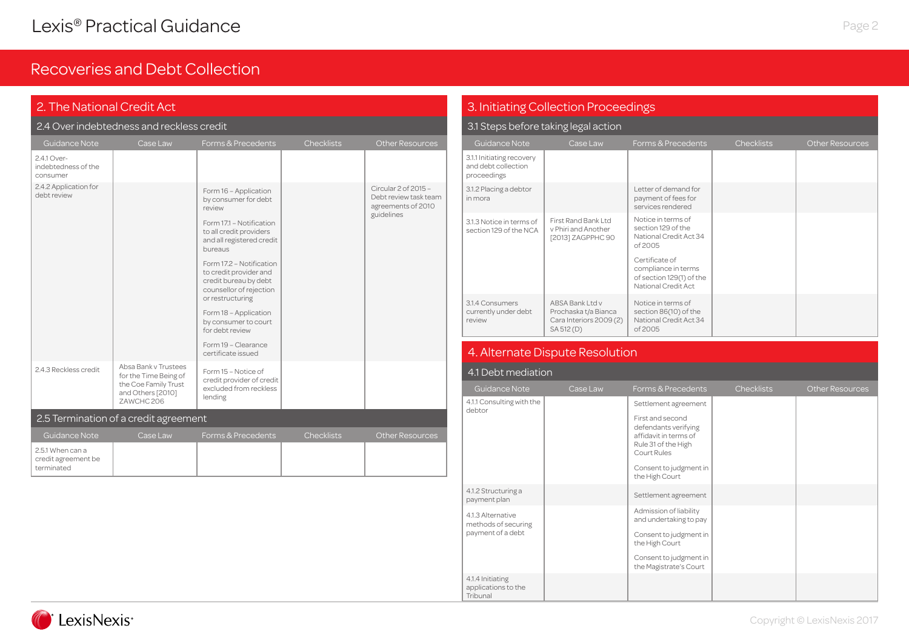# Recoveries and Debt Collection

## 2. The National Credit Act

### 2.4 Over indebtedness and reckless credit

| Guidance Note | Case Law | Forms & Precedents | Checklists | Other Resources |
|---|---|---|---|---|
| 2.4.1 Over-indebtedness of the consumer | | | | |
| 2.4.2 Application for debt review | | Form 16 – Application by consumer for debt review<br>Form 17.1 – Notification to all credit providers and all registered credit bureaus<br>Form 17.2 – Notification to credit provider and credit bureau by debt counsellor of rejection or restructuring<br>Form 18 – Application by consumer to court for debt review<br>Form 19 – Clearance certificate issued | | Circular 2 of 2015 – Debt review task team agreements of 2010 guidelines |
| 2.4.3 Reckless credit | Absa Bank v Trustees for the Time Being of the Coe Family Trust and Others [2010] ZAWCHC 206 | Form 15 – Notice of credit provider of credit excluded from reckless lending | | |

### 2.5 Termination of a credit agreement

| Guidance Note | Case Law | Forms & Precedents | Checklists | Other Resources |
|---|---|---|---|---|
| 2.5.1 When can a credit agreement be terminated | | | | |

## 3. Initiating Collection Proceedings

### 3.1 Steps before taking legal action

| Guidance Note | Case Law | Forms & Precedents | Checklists | Other Resources |
|---|---|---|---|---|
| 3.1.1 Initiating recovery and debt collection proceedings | | | | |
| 3.1.2 Placing a debtor in mora | | Letter of demand for payment of fees for services rendered | | |
| 3.1.3 Notice in terms of section 129 of the NCA | First Rand Bank Ltd v Phiri and Another [2013] ZAGPPHC 90 | Notice in terms of section 129 of the National Credit Act 34 of 2005<br>Certificate of compliance in terms of section 129(1) of the National Credit Act | | |
| 3.1.4 Consumers currently under debt review | ABSA Bank Ltd v Prochaska t/a Bianca Cara Interiors 2009 (2) SA 512 (D) | Notice in terms of section 86(10) of the National Credit Act 34 of 2005 | | |

## 4. Alternate Dispute Resolution

### 4.1 Debt mediation

| Guidance Note | Case Law | Forms & Precedents | Checklists | Other Resources |
|---|---|---|---|---|
| 4.1.1 Consulting with the debtor | | Settlement agreement<br>First and second defendants verifying affidavit in terms of Rule 31 of the High Court Rules<br>Consent to judgment in the High Court | | |
| 4.1.2 Structuring a payment plan | | Settlement agreement | | |
| 4.1.3 Alternative methods of securing payment of a debt | | Admission of liability and undertaking to pay<br>Consent to judgment in the High Court<br>Consent to judgment in the Magistrate's Court | | |
| 4.1.4 Initiating applications to the Tribunal | | | | |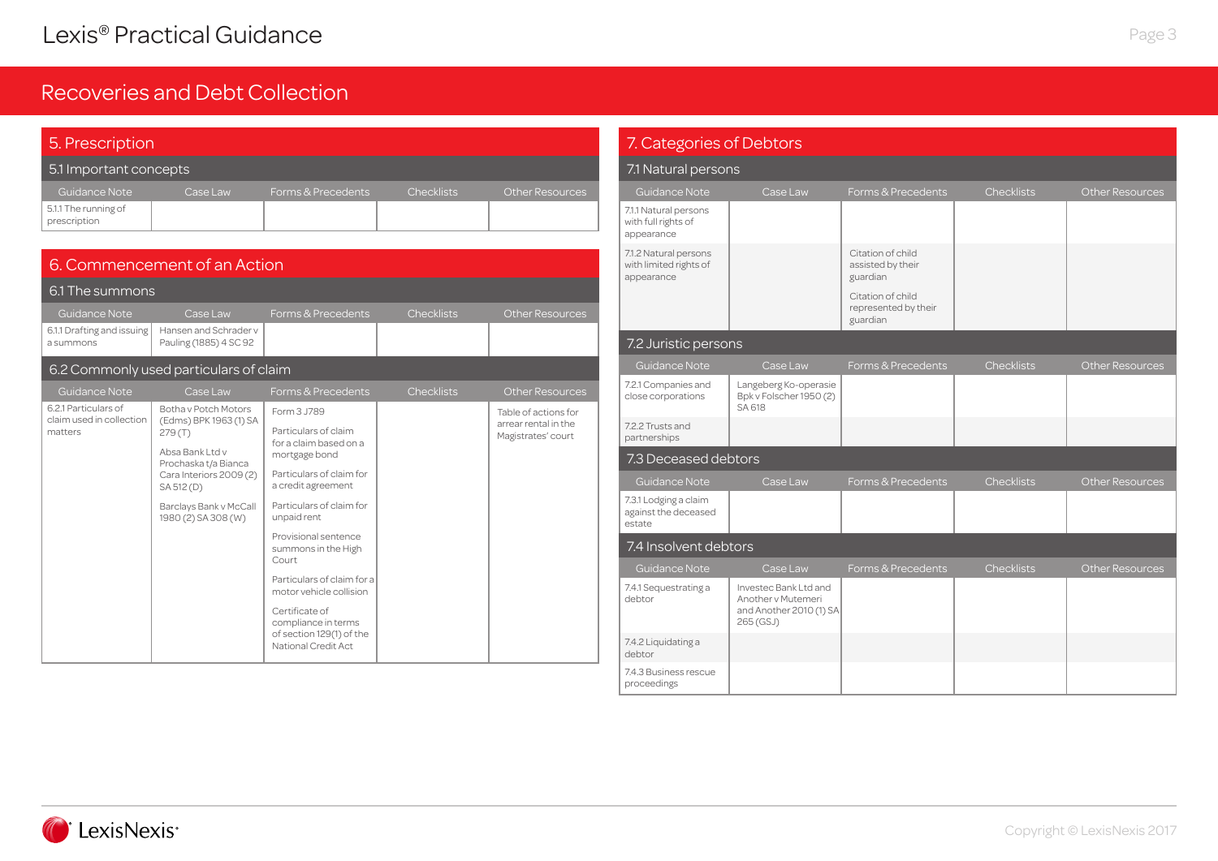# Recoveries and Debt Collection

## 5. Prescription

### 5.1 Important concepts

| Guidance Note | Case Law | Forms & Precedents | Checklists | Other Resources |
|---|---|---|---|---|
| 5.1.1 The running of prescription | | | | |

## 6. Commencement of an Action

### 6.1 The summons

| Guidance Note | Case Law | Forms & Precedents | Checklists | Other Resources |
|---|---|---|---|---|
| 6.1.1 Drafting and issuing a summons | Hansen and Schrader v Pauling (1885) 4 SC 92 | | | |

### 6.2 Commonly used particulars of claim

| Guidance Note | Case Law | Forms & Precedents | Checklists | Other Resources |
|---|---|---|---|---|
| 6.2.1 Particulars of claim used in collection matters | Botha v Potch Motors (Edms) BPK 1963 (1) SA 279 (T)<br><br>Absa Bank Ltd v Prochaska t/a Bianca Cara Interiors 2009 (2) SA 512 (D)<br><br>Barclays Bank v McCall 1980 (2) SA 308 (W) | Form 3 J789<br><br>Particulars of claim for a claim based on a mortgage bond<br><br>Particulars of claim for a credit agreement<br><br>Particulars of claim for unpaid rent<br><br>Provisional sentence summons in the High Court<br><br>Particulars of claim for a motor vehicle collision<br><br>Certificate of compliance in terms of section 129(1) of the National Credit Act | | Table of actions for arrear rental in the Magistrates' court |

## 7. Categories of Debtors

### 7.1 Natural persons

| Guidance Note | Case Law | Forms & Precedents | Checklists | Other Resources |
|---|---|---|---|---|
| 7.1.1 Natural persons with full rights of appearance | | | | |
| 7.1.2 Natural persons with limited rights of appearance | | Citation of child assisted by their guardian<br><br>Citation of child represented by their guardian | | |

### 7.2 Juristic persons

| Guidance Note | Case Law | Forms & Precedents | Checklists | Other Resources |
|---|---|---|---|---|
| 7.2.1 Companies and close corporations | Langeberg Ko-operasie Bpk v Folscher 1950 (2) SA 618 | | | |
| 7.2.2 Trusts and partnerships | | | | |

### 7.3 Deceased debtors

| Guidance Note | Case Law | Forms & Precedents | Checklists | Other Resources |
|---|---|---|---|---|
| 7.3.1 Lodging a claim against the deceased estate | | | | |

### 7.4 Insolvent debtors

| Guidance Note | Case Law | Forms & Precedents | Checklists | Other Resources |
|---|---|---|---|---|
| 7.4.1 Sequestrating a debtor | Investec Bank Ltd and Another v Mutemeri and Another 2010 (1) SA 265 (GSJ) | | | |
| 7.4.2 Liquidating a debtor | | | | |
| 7.4.3 Business rescue proceedings | | | | |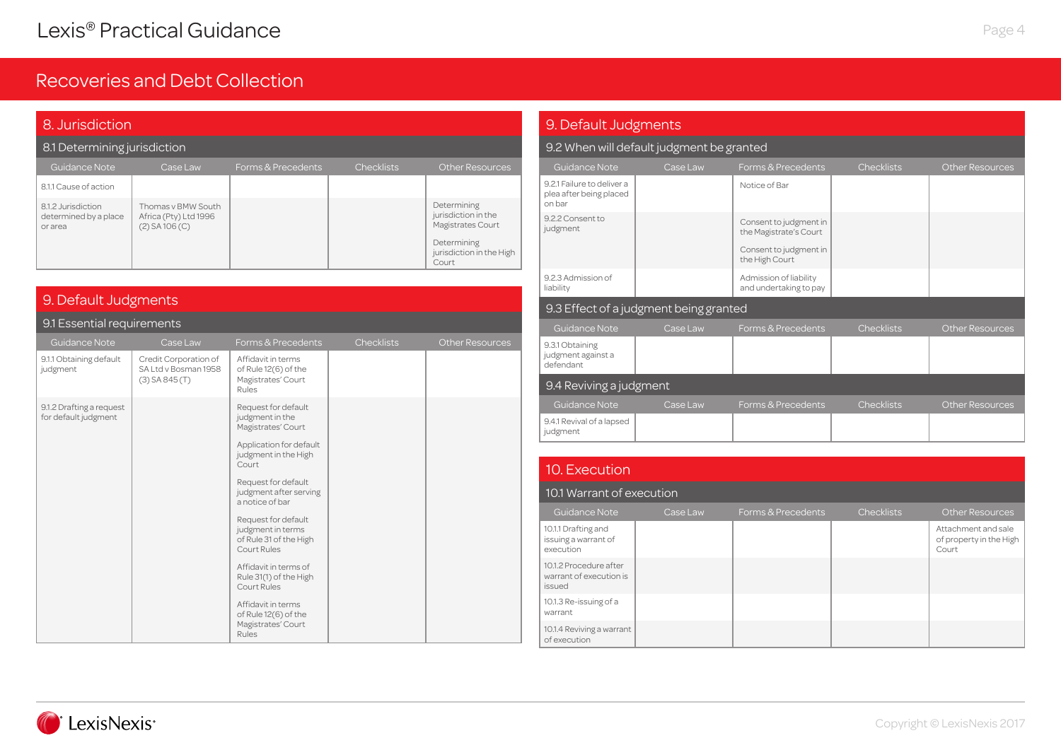## Recoveries and Debt Collection

## 8. Jurisdiction

### 8.1 Determining jurisdiction

| Guidance Note | Case Law | Forms & Precedents | Checklists | Other Resources |
|---|---|---|---|---|
| 8.1.1 Cause of action | | | | |
| 8.1.2 Jurisdiction determined by a place or area | Thomas v BMW South Africa (Pty) Ltd 1996 (2) SA 106 (C) | | | Determining jurisdiction in the Magistrates Court<br><br>Determining jurisdiction in the High Court |

## 9. Default Judgments

### 9.1 Essential requirements

| Guidance Note | Case Law | Forms & Precedents | Checklists | Other Resources |
|---|---|---|---|---|
| 9.1.1 Obtaining default judgment | Credit Corporation of SA Ltd v Bosman 1958 (3) SA 845 (T) | Affidavit in terms of Rule 12(6) of the Magistrates' Court Rules | | |
| 9.1.2 Drafting a request for default judgment | | Request for default judgment in the Magistrates' Court<br><br>Application for default judgment in the High Court<br><br>Request for default judgment after serving a notice of bar<br><br>Request for default judgment in terms of Rule 31 of the High Court Rules<br><br>Affidavit in terms of Rule 31(1) of the High Court Rules<br><br>Affidavit in terms of Rule 12(6) of the Magistrates' Court Rules | | |

### 9.2 When will default judgment be granted

| Guidance Note | Case Law | Forms & Precedents | Checklists | Other Resources |
|---|---|---|---|---|
| 9.2.1 Failure to deliver a plea after being placed on bar | | Notice of Bar | | |
| 9.2.2 Consent to judgment | | Consent to judgment in the Magistrate's Court<br><br>Consent to judgment in the High Court | | |
| 9.2.3 Admission of liability | | Admission of liability and undertaking to pay | | |

### 9.3 Effect of a judgment being granted

| Guidance Note | Case Law | Forms & Precedents | Checklists | Other Resources |
|---|---|---|---|---|
| 9.3.1 Obtaining judgment against a defendant | | | | |

### 9.4 Reviving a judgment

| Guidance Note | Case Law | Forms & Precedents | Checklists | Other Resources |
|---|---|---|---|---|
| 9.4.1 Revival of a lapsed judgment | | | | |

## 10. Execution

### 10.1 Warrant of execution

| Guidance Note | Case Law | Forms & Precedents | Checklists | Other Resources |
|---|---|---|---|---|
| 10.1.1 Drafting and issuing a warrant of execution | | | | Attachment and sale of property in the High Court |
| 10.1.2 Procedure after warrant of execution is issued | | | | |
| 10.1.3 Re-issuing of a warrant | | | | |
| 10.1.4 Reviving a warrant of execution | | | | |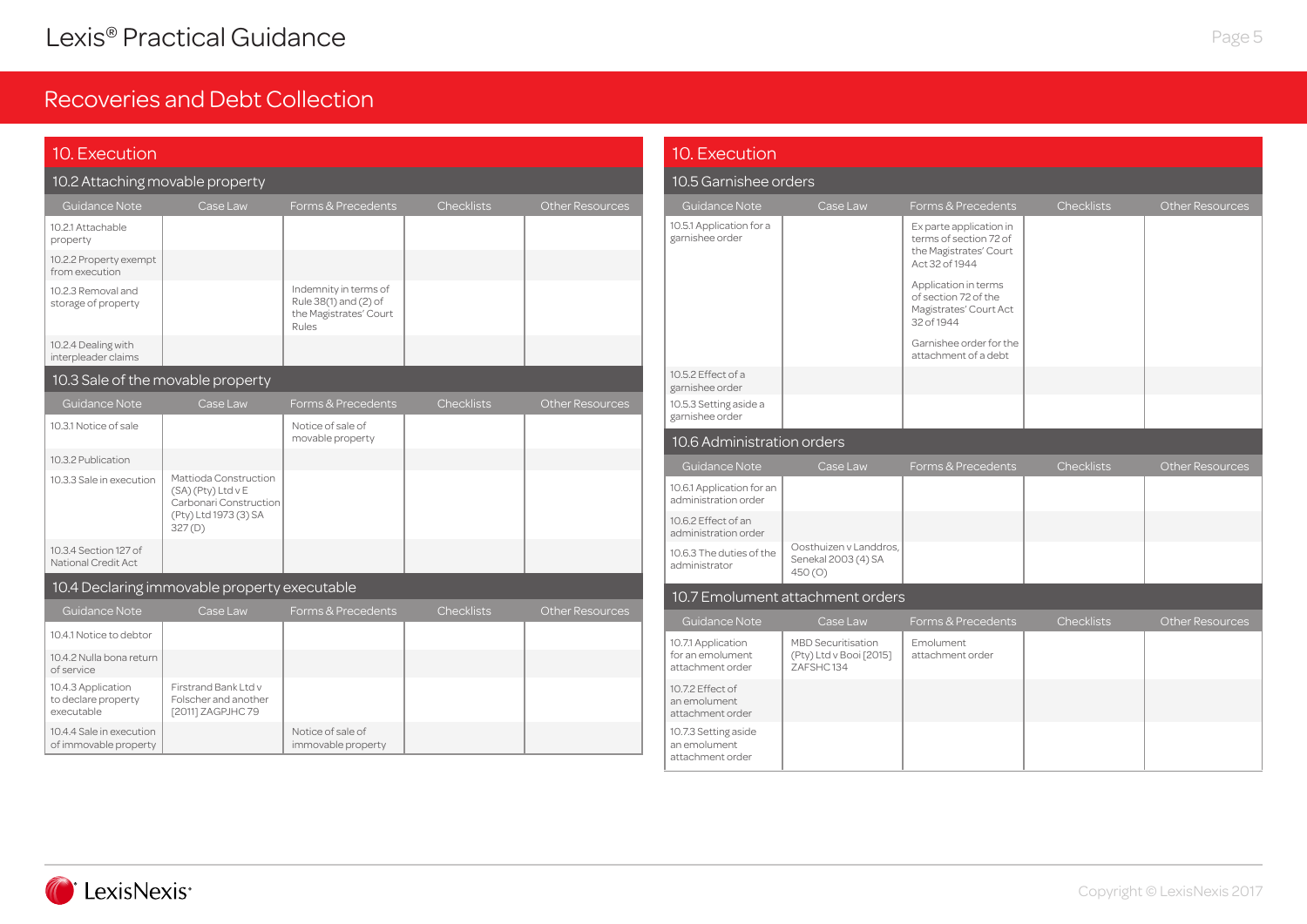# Recoveries and Debt Collection

## 10. Execution

### 10.2 Attaching movable property

| Guidance Note | Case Law | Forms & Precedents | Checklists | Other Resources |
|---|---|---|---|---|
| 10.2.1 Attachable property | | | | |
| 10.2.2 Property exempt from execution | | | | |
| 10.2.3 Removal and storage of property | | Indemnity in terms of Rule 38(1) and (2) of the Magistrates' Court Rules | | |
| 10.2.4 Dealing with interpleader claims | | | | |

### 10.3 Sale of the movable property

| Guidance Note | Case Law | Forms & Precedents | Checklists | Other Resources |
|---|---|---|---|---|
| 10.3.1 Notice of sale | | Notice of sale of movable property | | |
| 10.3.2 Publication | | | | |
| 10.3.3 Sale in execution | Mattioda Construction (SA) (Pty) Ltd v E Carbonari Construction (Pty) Ltd 1973 (3) SA 327 (D) | | | |
| 10.3.4 Section 127 of National Credit Act | | | | |

### 10.4 Declaring immovable property executable

| Guidance Note | Case Law | Forms & Precedents | Checklists | Other Resources |
|---|---|---|---|---|
| 10.4.1 Notice to debtor | | | | |
| 10.4.2 Nulla bona return of service | | | | |
| 10.4.3 Application to declare property executable | Firstrand Bank Ltd v Folscher and another [2011] ZAGPJHC 79 | | | |
| 10.4.4 Sale in execution of immovable property | | Notice of sale of immovable property | | |

## 10. Execution

### 10.5 Garnishee orders

| Guidance Note | Case Law | Forms & Precedents | Checklists | Other Resources |
|---|---|---|---|---|
| 10.5.1 Application for a garnishee order | | Ex parte application in terms of section 72 of the Magistrates' Court Act 32 of 1944<br><br>Application in terms of section 72 of the Magistrates' Court Act 32 of 1944<br><br>Garnishee order for the attachment of a debt | | |
| 10.5.2 Effect of a garnishee order | | | | |
| 10.5.3 Setting aside a garnishee order | | | | |

### 10.6 Administration orders

| Guidance Note | Case Law | Forms & Precedents | Checklists | Other Resources |
|---|---|---|---|---|
| 10.6.1 Application for an administration order | | | | |
| 10.6.2 Effect of an administration order | | | | |
| 10.6.3 The duties of the administrator | Oosthuizen v Landdros, Senekal 2003 (4) SA 450 (O) | | | |

### 10.7 Emolument attachment orders

| Guidance Note | Case Law | Forms & Precedents | Checklists | Other Resources |
|---|---|---|---|---|
| 10.7.1 Application for an emolument attachment order | MBD Securitisation (Pty) Ltd v Booi [2015] ZAFSHC 134 | Emolument attachment order | | |
| 10.7.2 Effect of an emolument attachment order | | | | |
| 10.7.3 Setting aside an emolument attachment order | | | | |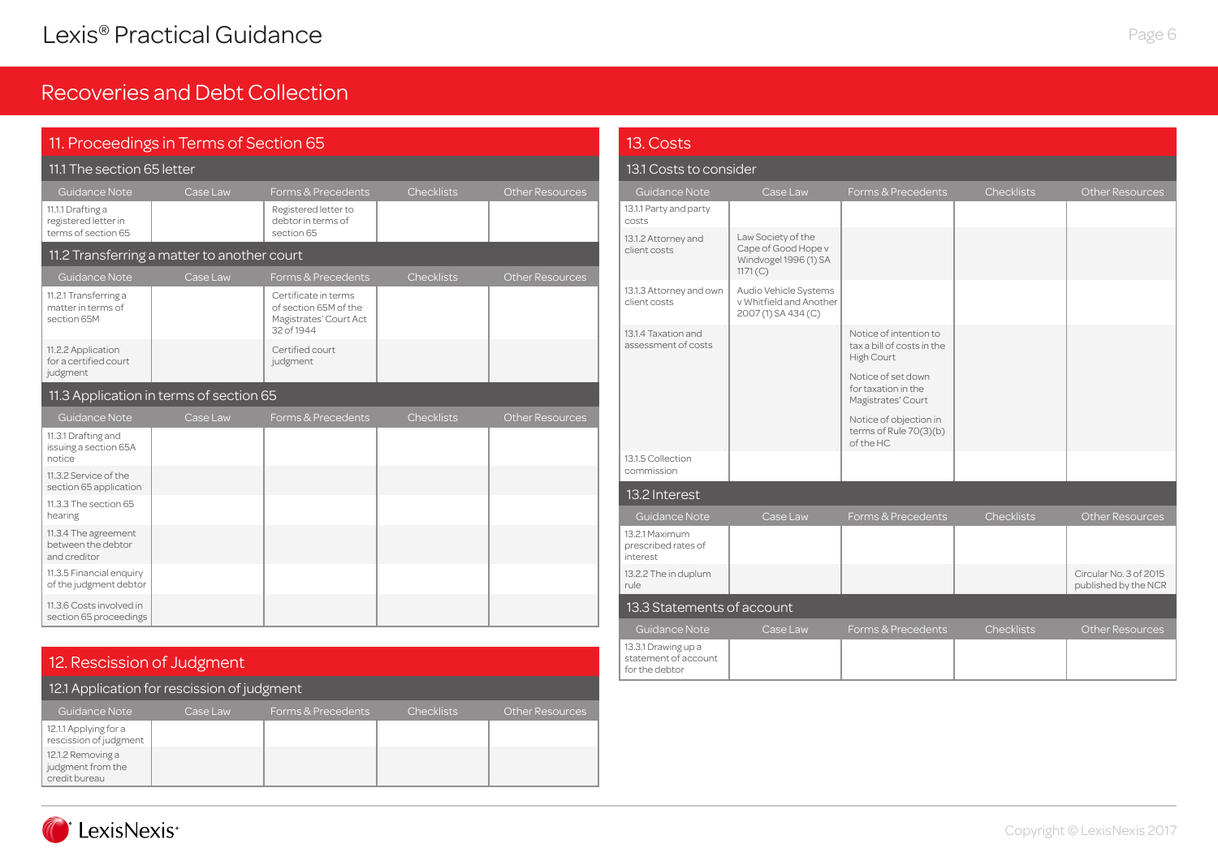## Recoveries and Debt Collection

## 11. Proceedings in Terms of Section 65

### 11.1 The section 65 letter

| Guidance Note | Case Law | Forms & Precedents | Checklists | Other Resources |
|---|---|---|---|---|
| 11.1.1 Drafting a registered letter in terms of section 65 | | Registered letter to debtor in terms of section 65 | | |

### 11.2 Transferring a matter to another court

| Guidance Note | Case Law | Forms & Precedents | Checklists | Other Resources |
|---|---|---|---|---|
| 11.2.1 Transferring a matter in terms of section 65M | | Certificate in terms of section 65M of the Magistrates' Court Act 32 of 1944 | | |
| 11.2.2 Application for a certified court judgment | | Certified court judgment | | |

### 11.3 Application in terms of section 65

| Guidance Note | Case Law | Forms & Precedents | Checklists | Other Resources |
|---|---|---|---|---|
| 11.3.1 Drafting and issuing a section 65A notice | | | | |
| 11.3.2 Service of the section 65 application | | | | |
| 11.3.3 The section 65 hearing | | | | |
| 11.3.4 The agreement between the debtor and creditor | | | | |
| 11.3.5 Financial enquiry of the judgment debtor | | | | |
| 11.3.6 Costs involved in section 65 proceedings | | | | |

## 12. Rescission of Judgment

### 12.1 Application for rescission of judgment

| Guidance Note | Case Law | Forms & Precedents | Checklists | Other Resources |
|---|---|---|---|---|
| 12.1.1 Applying for a rescission of judgment | | | | |
| 12.1.2 Removing a judgment from the credit bureau | | | | |

## 13. Costs

### 13.1 Costs to consider

| Guidance Note | Case Law | Forms & Precedents | Checklists | Other Resources |
|---|---|---|---|---|
| 13.1.1 Party and party costs | | | | |
| 13.1.2 Attorney and client costs | Law Society of the Cape of Good Hope v Windvogel 1996 (1) SA 1171 (C) | | | |
| 13.1.3 Attorney and own client costs | Audio Vehicle Systems v Whitfield and Another 2007 (1) SA 434 (C) | | | |
| 13.1.4 Taxation and assessment of costs | | Notice of intention to tax a bill of costs in the High Court<br>Notice of set down for taxation in the Magistrates' Court<br>Notice of objection in terms of Rule 70(3)(b) of the HC | | |
| 13.1.5 Collection commission | | | | |

### 13.2 Interest

| Guidance Note | Case Law | Forms & Precedents | Checklists | Other Resources |
|---|---|---|---|---|
| 13.2.1 Maximum prescribed rates of interest | | | | |
| 13.2.2 The in duplum rule | | | | Circular No. 3 of 2015 published by the NCR |

### 13.3 Statements of account

| Guidance Note | Case Law | Forms & Precedents | Checklists | Other Resources |
|---|---|---|---|---|
| 13.3.1 Drawing up a statement of account for the debtor | | | | |